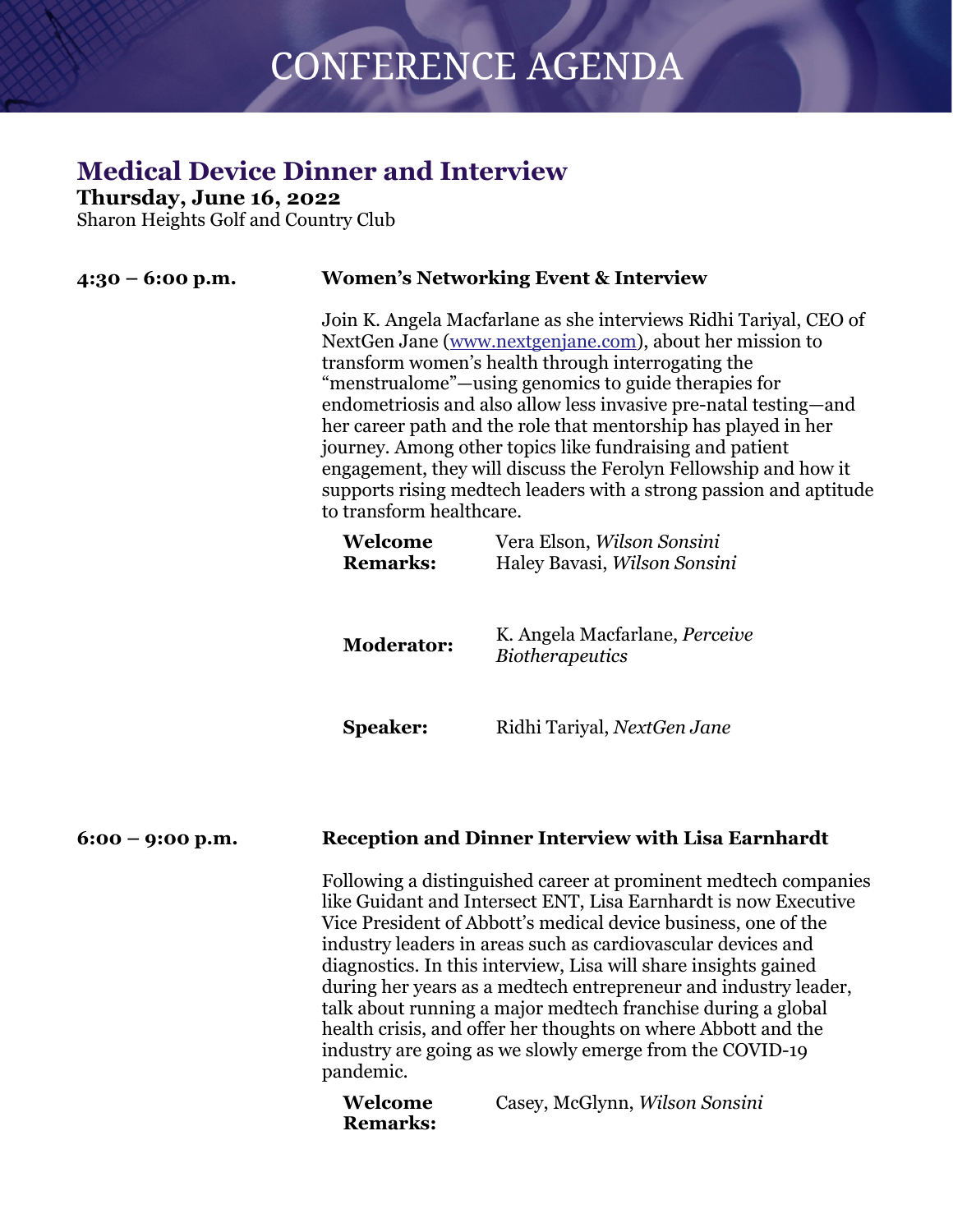# CONFERENCE AGENDA

## Medical Device Dinner and Interview

**Thursday, June 16, 2022**

Sharon Heights Golf and Country Club

**4:30 – 6:00 p.m.** **Women's Networking Event & Interview**

Join K. Angela Macfarlane as she interviews Ridhi Tariyal, CEO of NextGen Jane (www.nextgenjane.com), about her mission to transform women's health through interrogating the "menstrualome"—using genomics to guide therapies for endometriosis and also allow less invasive pre-natal testing—and her career path and the role that mentorship has played in her journey. Among other topics like fundraising and patient engagement, they will discuss the Ferolyn Fellowship and how it supports rising medtech leaders with a strong passion and aptitude to transform healthcare.

**Welcome Remarks:** Vera Elson, *Wilson Sonsini*; Haley Bavasi, *Wilson Sonsini*

**Moderator:** K. Angela Macfarlane, *Perceive Biotherapeutics*

**Speaker:** Ridhi Tariyal, *NextGen Jane*

**6:00 – 9:00 p.m.** **Reception and Dinner Interview with Lisa Earnhardt**

Following a distinguished career at prominent medtech companies like Guidant and Intersect ENT, Lisa Earnhardt is now Executive Vice President of Abbott's medical device business, one of the industry leaders in areas such as cardiovascular devices and diagnostics. In this interview, Lisa will share insights gained during her years as a medtech entrepreneur and industry leader, talk about running a major medtech franchise during a global health crisis, and offer her thoughts on where Abbott and the industry are going as we slowly emerge from the COVID-19 pandemic.

**Welcome Remarks:** Casey, McGlynn, *Wilson Sonsini*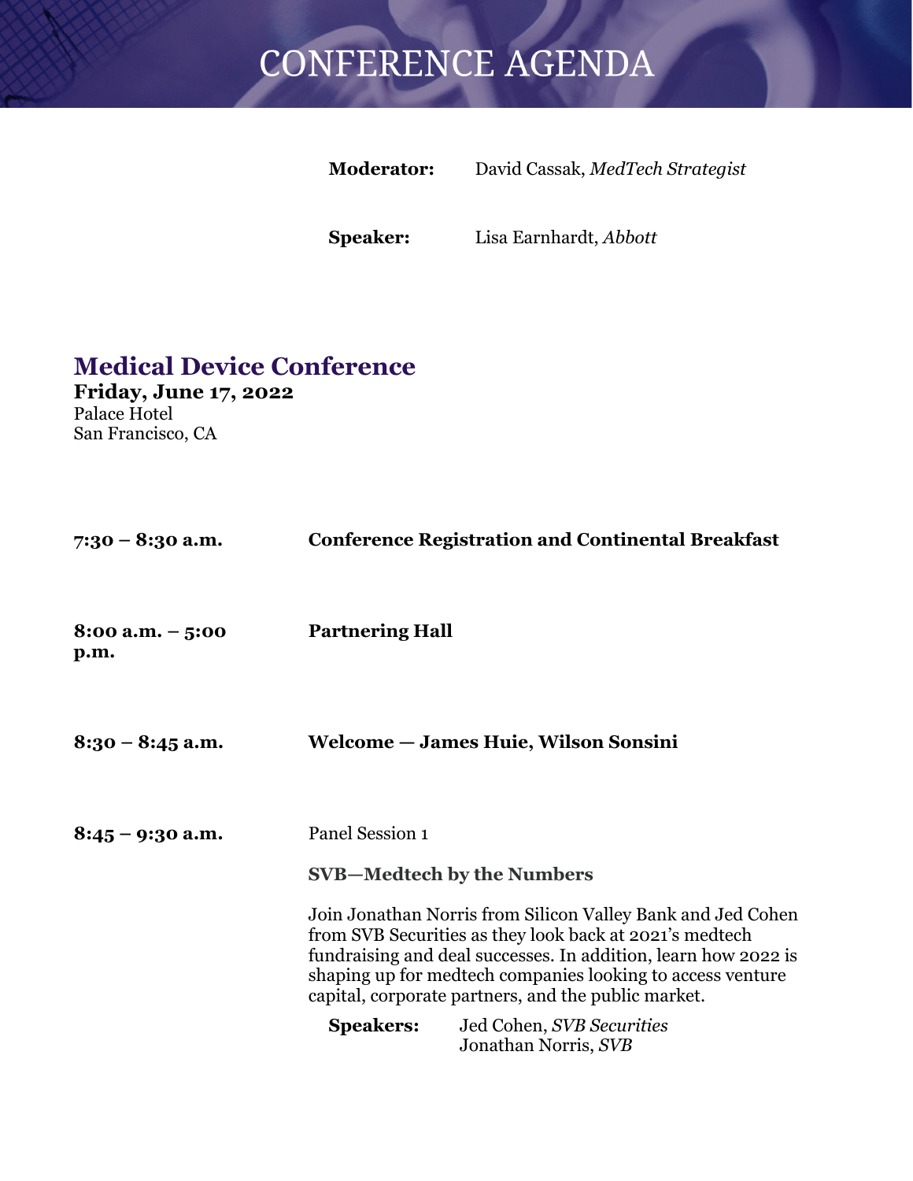# CONFERENCE AGENDA

**Moderator:** David Cassak, *MedTech Strategist*

**Speaker:** Lisa Earnhardt, *Abbott*

## Medical Device Conference

**Friday, June 17, 2022**
Palace Hotel
San Francisco, CA

**7:30 – 8:30 a.m.** **Conference Registration and Continental Breakfast**

**8:00 a.m. – 5:00 p.m.** **Partnering Hall**

**8:30 – 8:45 a.m.** **Welcome — James Huie, Wilson Sonsini**

**8:45 – 9:30 a.m.** Panel Session 1

**SVB—Medtech by the Numbers**

Join Jonathan Norris from Silicon Valley Bank and Jed Cohen from SVB Securities as they look back at 2021's medtech fundraising and deal successes. In addition, learn how 2022 is shaping up for medtech companies looking to access venture capital, corporate partners, and the public market.

**Speakers:** Jed Cohen, *SVB Securities*
Jonathan Norris, *SVB*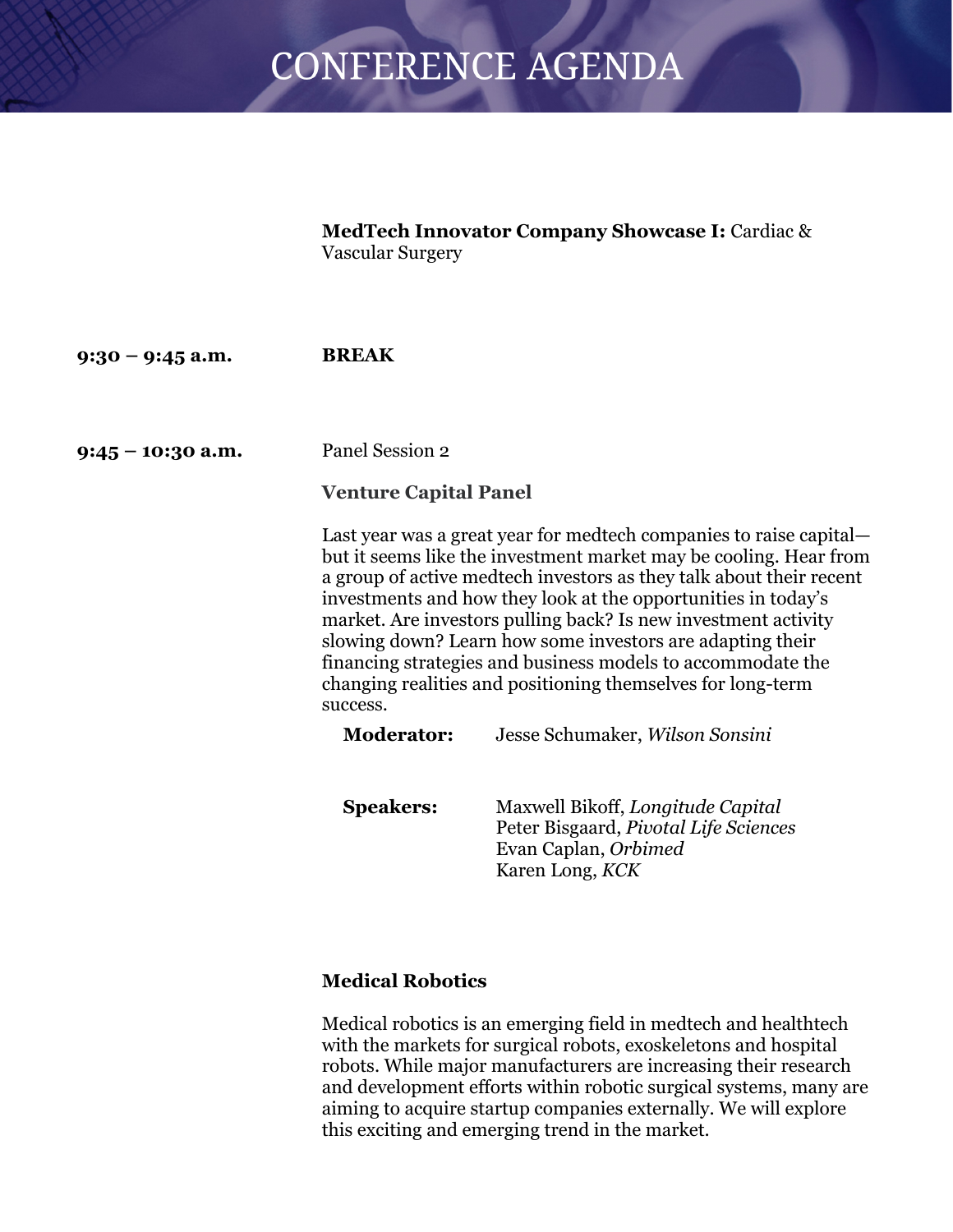# CONFERENCE AGENDA

**MedTech Innovator Company Showcase I:** Cardiac & Vascular Surgery

**9:30 – 9:45 a.m.** **BREAK**

**9:45 – 10:30 a.m.** Panel Session 2

**Venture Capital Panel**

Last year was a great year for medtech companies to raise capital—but it seems like the investment market may be cooling. Hear from a group of active medtech investors as they talk about their recent investments and how they look at the opportunities in today's market. Are investors pulling back? Is new investment activity slowing down? Learn how some investors are adapting their financing strategies and business models to accommodate the changing realities and positioning themselves for long-term success.

**Moderator:** Jesse Schumaker, *Wilson Sonsini*

**Speakers:**
Maxwell Bikoff, *Longitude Capital*
Peter Bisgaard, *Pivotal Life Sciences*
Evan Caplan, *Orbimed*
Karen Long, *KCK*

**Medical Robotics**

Medical robotics is an emerging field in medtech and healthtech with the markets for surgical robots, exoskeletons and hospital robots. While major manufacturers are increasing their research and development efforts within robotic surgical systems, many are aiming to acquire startup companies externally. We will explore this exciting and emerging trend in the market.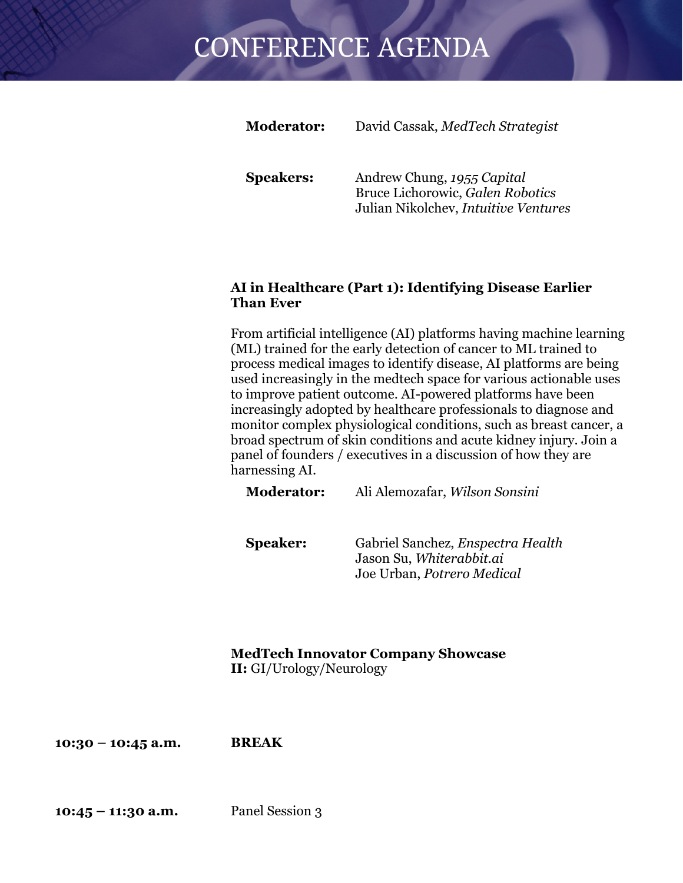# CONFERENCE AGENDA

**Moderator:** David Cassak, *MedTech Strategist*

**Speakers:** Andrew Chung, *1955 Capital*
Bruce Lichorowic, *Galen Robotics*
Julian Nikolchev, *Intuitive Ventures*

**AI in Healthcare (Part 1): Identifying Disease Earlier Than Ever**

From artificial intelligence (AI) platforms having machine learning (ML) trained for the early detection of cancer to ML trained to process medical images to identify disease, AI platforms are being used increasingly in the medtech space for various actionable uses to improve patient outcome. AI-powered platforms have been increasingly adopted by healthcare professionals to diagnose and monitor complex physiological conditions, such as breast cancer, a broad spectrum of skin conditions and acute kidney injury. Join a panel of founders / executives in a discussion of how they are harnessing AI.

**Moderator:** Ali Alemozafar, *Wilson Sonsini*

**Speaker:** Gabriel Sanchez, *Enspectra Health*
Jason Su, *Whiterabbit.ai*
Joe Urban, *Potrero Medical*

**MedTech Innovator Company Showcase**
**II:** GI/Urology/Neurology

**10:30 – 10:45 a.m.** **BREAK**

**10:45 – 11:30 a.m.** Panel Session 3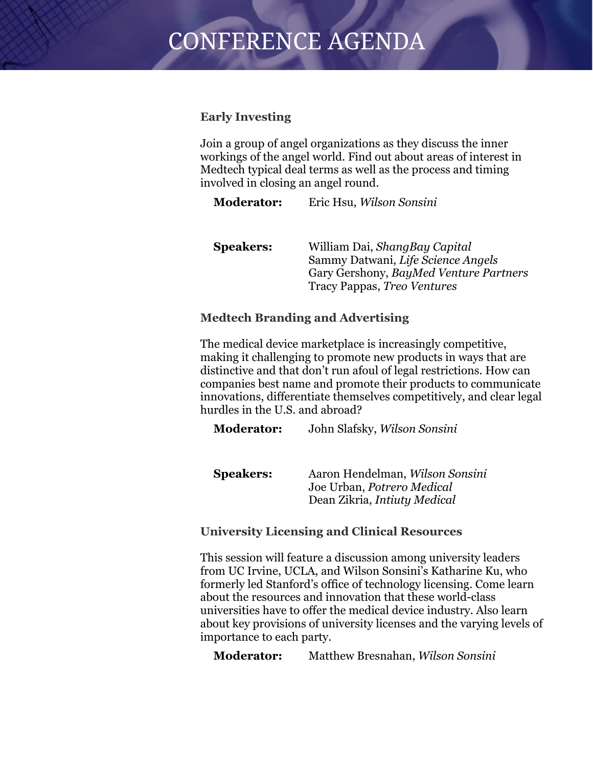# CONFERENCE AGENDA

### Early Investing

Join a group of angel organizations as they discuss the inner workings of the angel world. Find out about areas of interest in Medtech typical deal terms as well as the process and timing involved in closing an angel round.

**Moderator:** Eric Hsu, *Wilson Sonsini*

**Speakers:**
William Dai, *ShangBay Capital*
Sammy Datwani, *Life Science Angels*
Gary Gershony, *BayMed Venture Partners*
Tracy Pappas, *Treo Ventures*

### Medtech Branding and Advertising

The medical device marketplace is increasingly competitive, making it challenging to promote new products in ways that are distinctive and that don't run afoul of legal restrictions. How can companies best name and promote their products to communicate innovations, differentiate themselves competitively, and clear legal hurdles in the U.S. and abroad?

**Moderator:** John Slafsky, *Wilson Sonsini*

**Speakers:**
Aaron Hendelman, *Wilson Sonsini*
Joe Urban, *Potrero Medical*
Dean Zikria, *Intiuty Medical*

### University Licensing and Clinical Resources

This session will feature a discussion among university leaders from UC Irvine, UCLA, and Wilson Sonsini's Katharine Ku, who formerly led Stanford's office of technology licensing. Come learn about the resources and innovation that these world-class universities have to offer the medical device industry. Also learn about key provisions of university licenses and the varying levels of importance to each party.

**Moderator:** Matthew Bresnahan, *Wilson Sonsini*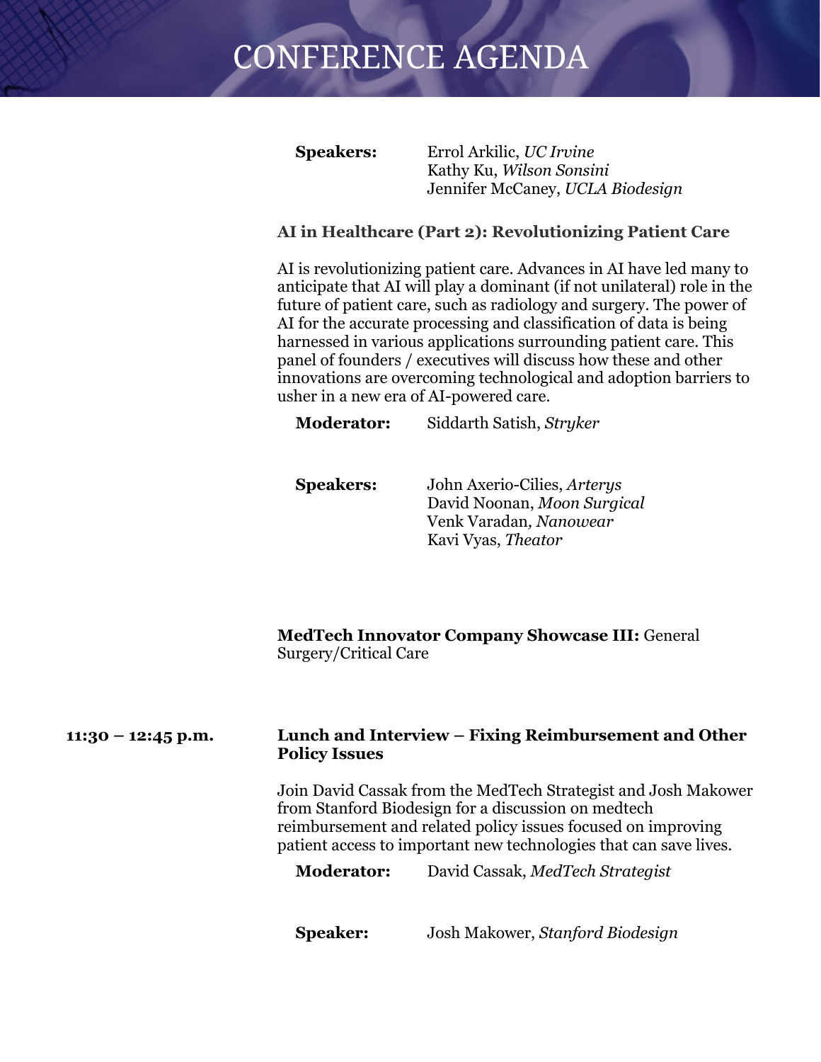# CONFERENCE AGENDA

**Speakers:** Errol Arkilic, *UC Irvine*
Kathy Ku, *Wilson Sonsini*
Jennifer McCaney, *UCLA Biodesign*

**AI in Healthcare (Part 2): Revolutionizing Patient Care**

AI is revolutionizing patient care. Advances in AI have led many to anticipate that AI will play a dominant (if not unilateral) role in the future of patient care, such as radiology and surgery. The power of AI for the accurate processing and classification of data is being harnessed in various applications surrounding patient care. This panel of founders / executives will discuss how these and other innovations are overcoming technological and adoption barriers to usher in a new era of AI-powered care.

**Moderator:** Siddarth Satish, *Stryker*

**Speakers:** John Axerio-Cilies, *Arterys*
David Noonan, *Moon Surgical*
Venk Varadan, *Nanowear*
Kavi Vyas, *Theator*

**MedTech Innovator Company Showcase III:** General Surgery/Critical Care

**11:30 – 12:45 p.m.** **Lunch and Interview – Fixing Reimbursement and Other Policy Issues**

Join David Cassak from the MedTech Strategist and Josh Makower from Stanford Biodesign for a discussion on medtech reimbursement and related policy issues focused on improving patient access to important new technologies that can save lives.

**Moderator:** David Cassak, *MedTech Strategist*

**Speaker:** Josh Makower, *Stanford Biodesign*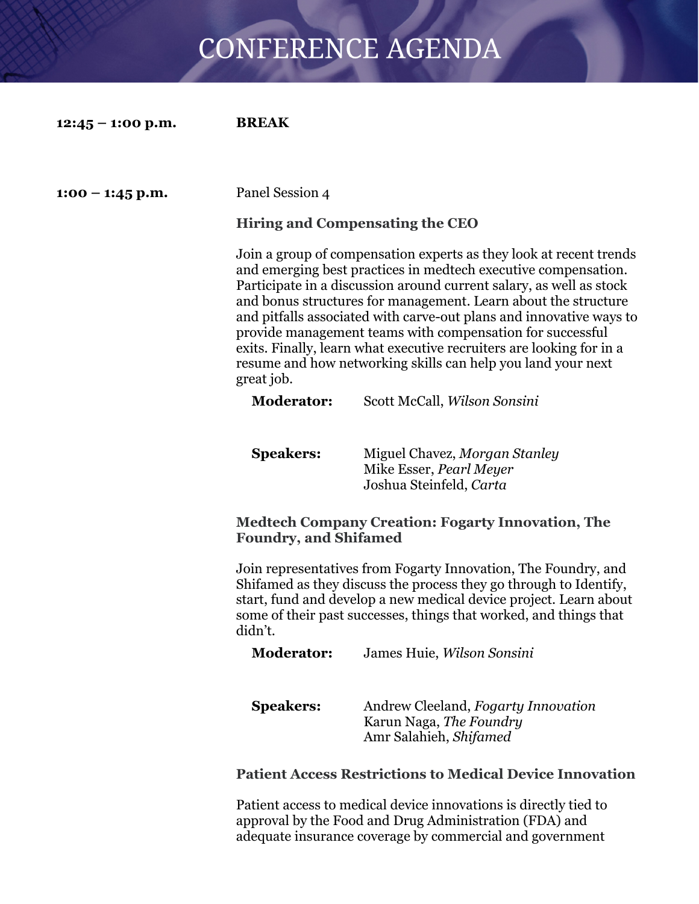# CONFERENCE AGENDA

**12:45 – 1:00 p.m.** **BREAK**

**1:00 – 1:45 p.m.** Panel Session 4

### Hiring and Compensating the CEO

Join a group of compensation experts as they look at recent trends and emerging best practices in medtech executive compensation. Participate in a discussion around current salary, as well as stock and bonus structures for management. Learn about the structure and pitfalls associated with carve-out plans and innovative ways to provide management teams with compensation for successful exits. Finally, learn what executive recruiters are looking for in a resume and how networking skills can help you land your next great job.

**Moderator:** Scott McCall, *Wilson Sonsini*

**Speakers:** Miguel Chavez, *Morgan Stanley*
Mike Esser, *Pearl Meyer*
Joshua Steinfeld, *Carta*

### Medtech Company Creation: Fogarty Innovation, The Foundry, and Shifamed

Join representatives from Fogarty Innovation, The Foundry, and Shifamed as they discuss the process they go through to Identify, start, fund and develop a new medical device project. Learn about some of their past successes, things that worked, and things that didn't.

**Moderator:** James Huie, *Wilson Sonsini*

**Speakers:** Andrew Cleeland, *Fogarty Innovation*
Karun Naga, *The Foundry*
Amr Salahieh, *Shifamed*

### Patient Access Restrictions to Medical Device Innovation

Patient access to medical device innovations is directly tied to approval by the Food and Drug Administration (FDA) and adequate insurance coverage by commercial and government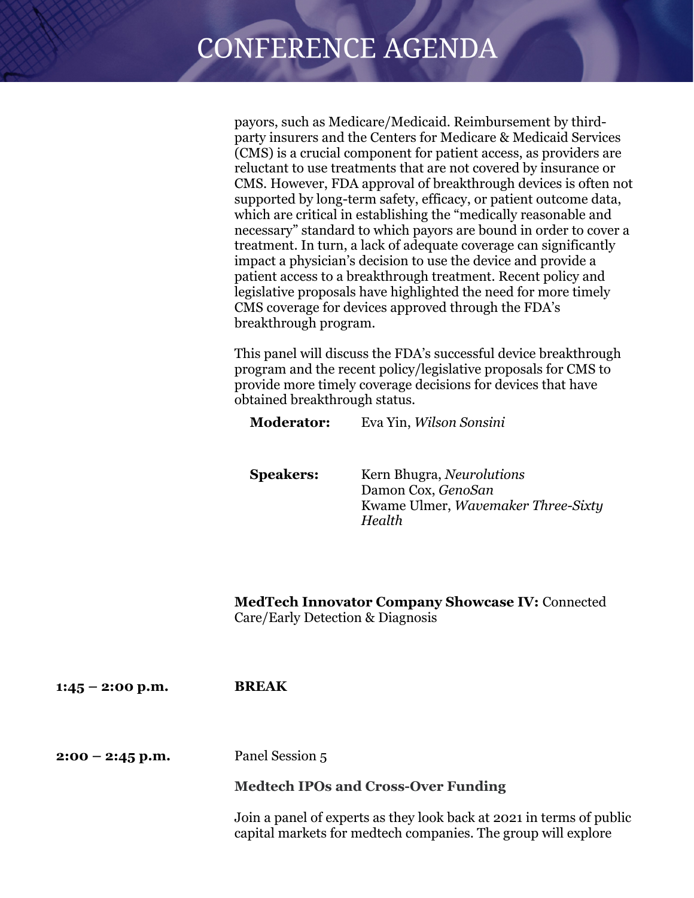payors, such as Medicare/Medicaid. Reimbursement by third-party insurers and the Centers for Medicare & Medicaid Services (CMS) is a crucial component for patient access, as providers are reluctant to use treatments that are not covered by insurance or CMS. However, FDA approval of breakthrough devices is often not supported by long-term safety, efficacy, or patient outcome data, which are critical in establishing the "medically reasonable and necessary" standard to which payors are bound in order to cover a treatment. In turn, a lack of adequate coverage can significantly impact a physician's decision to use the device and provide a patient access to a breakthrough treatment. Recent policy and legislative proposals have highlighted the need for more timely CMS coverage for devices approved through the FDA's breakthrough program.

This panel will discuss the FDA's successful device breakthrough program and the recent policy/legislative proposals for CMS to provide more timely coverage decisions for devices that have obtained breakthrough status.

**Moderator:** Eva Yin, *Wilson Sonsini*

**Speakers:**
Kern Bhugra, *Neurolutions*
Damon Cox, *GenoSan*
Kwame Ulmer, *Wavemaker Three-Sixty Health*

**MedTech Innovator Company Showcase IV:** Connected Care/Early Detection & Diagnosis

**1:45 – 2:00 p.m.** **BREAK**

**2:00 – 2:45 p.m.** Panel Session 5

**Medtech IPOs and Cross-Over Funding**

Join a panel of experts as they look back at 2021 in terms of public capital markets for medtech companies. The group will explore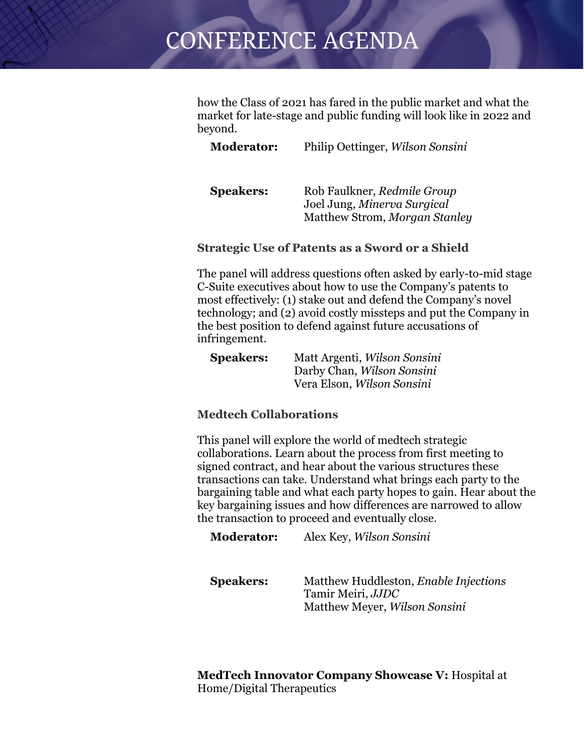how the Class of 2021 has fared in the public market and what the market for late-stage and public funding will look like in 2022 and beyond.

**Moderator:** Philip Oettinger, *Wilson Sonsini*

**Speakers:** Rob Faulkner, *Redmile Group*
Joel Jung, *Minerva Surgical*
Matthew Strom, *Morgan Stanley*

### Strategic Use of Patents as a Sword or a Shield

The panel will address questions often asked by early-to-mid stage C-Suite executives about how to use the Company's patents to most effectively: (1) stake out and defend the Company's novel technology; and (2) avoid costly missteps and put the Company in the best position to defend against future accusations of infringement.

**Speakers:** Matt Argenti, *Wilson Sonsini*
Darby Chan, *Wilson Sonsini*
Vera Elson, *Wilson Sonsini*

### Medtech Collaborations

This panel will explore the world of medtech strategic collaborations. Learn about the process from first meeting to signed contract, and hear about the various structures these transactions can take. Understand what brings each party to the bargaining table and what each party hopes to gain. Hear about the key bargaining issues and how differences are narrowed to allow the transaction to proceed and eventually close.

**Moderator:** Alex Key, *Wilson Sonsini*

**Speakers:** Matthew Huddleston, *Enable Injections*
Tamir Meiri, *JJDC*
Matthew Meyer, *Wilson Sonsini*

**MedTech Innovator Company Showcase V:** Hospital at Home/Digital Therapeutics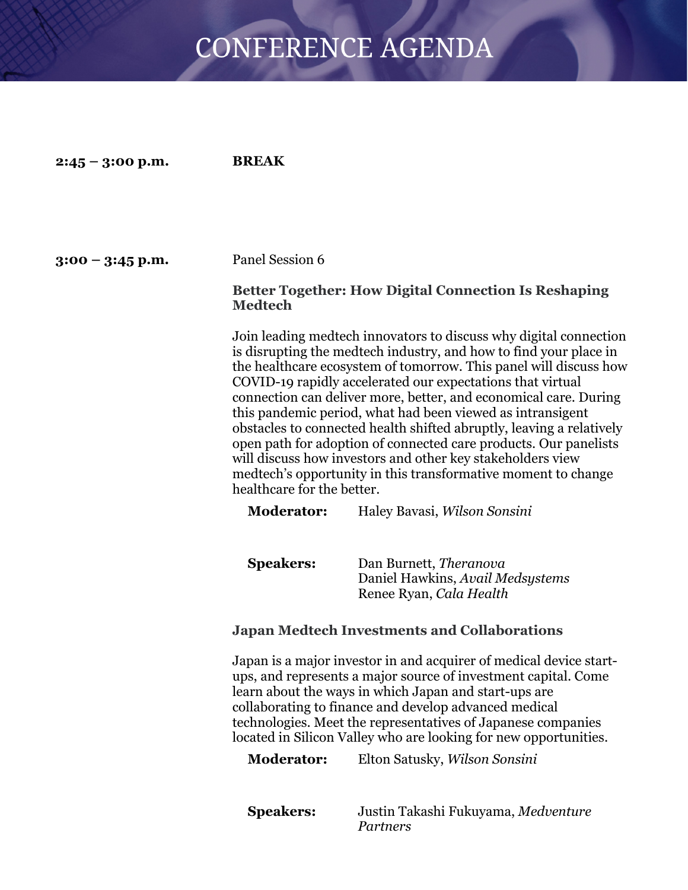# CONFERENCE AGENDA

**2:45 – 3:00 p.m.** **BREAK**

**3:00 – 3:45 p.m.** Panel Session 6

### Better Together: How Digital Connection Is Reshaping Medtech

Join leading medtech innovators to discuss why digital connection is disrupting the medtech industry, and how to find your place in the healthcare ecosystem of tomorrow. This panel will discuss how COVID-19 rapidly accelerated our expectations that virtual connection can deliver more, better, and economical care. During this pandemic period, what had been viewed as intransigent obstacles to connected health shifted abruptly, leaving a relatively open path for adoption of connected care products. Our panelists will discuss how investors and other key stakeholders view medtech's opportunity in this transformative moment to change healthcare for the better.

**Moderator:** Haley Bavasi, *Wilson Sonsini*

**Speakers:** Dan Burnett, *Theranova*
Daniel Hawkins, *Avail Medsystems*
Renee Ryan, *Cala Health*

### Japan Medtech Investments and Collaborations

Japan is a major investor in and acquirer of medical device start-ups, and represents a major source of investment capital. Come learn about the ways in which Japan and start-ups are collaborating to finance and develop advanced medical technologies. Meet the representatives of Japanese companies located in Silicon Valley who are looking for new opportunities.

**Moderator:** Elton Satusky, *Wilson Sonsini*

**Speakers:** Justin Takashi Fukuyama, *Medventure Partners*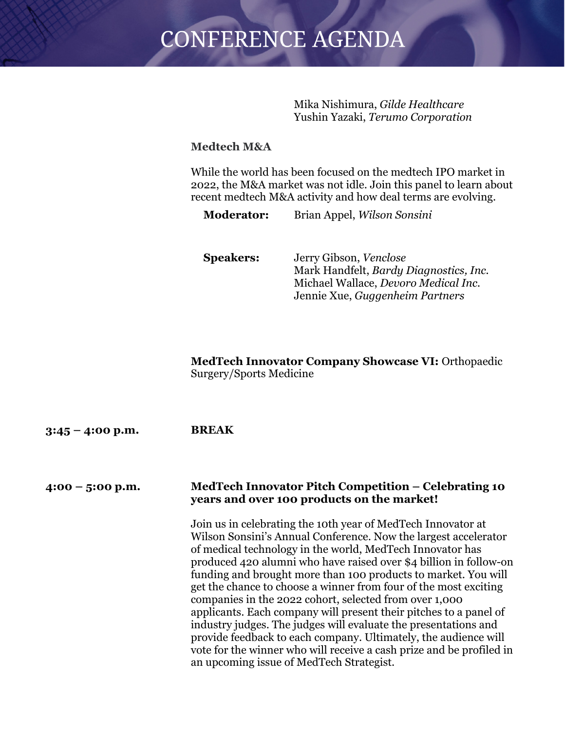# CONFERENCE AGENDA

Mika Nishimura, *Gilde Healthcare*
Yushin Yazaki, *Terumo Corporation*

**Medtech M&A**

While the world has been focused on the medtech IPO market in 2022, the M&A market was not idle. Join this panel to learn about recent medtech M&A activity and how deal terms are evolving.

**Moderator:** Brian Appel, *Wilson Sonsini*

**Speakers:** Jerry Gibson, *Venclose*
Mark Handfelt, *Bardy Diagnostics, Inc.*
Michael Wallace, *Devoro Medical Inc.*
Jennie Xue, *Guggenheim Partners*

**MedTech Innovator Company Showcase VI:** Orthopaedic Surgery/Sports Medicine

**3:45 – 4:00 p.m.** **BREAK**

**4:00 – 5:00 p.m.** **MedTech Innovator Pitch Competition – Celebrating 10 years and over 100 products on the market!**

Join us in celebrating the 10th year of MedTech Innovator at Wilson Sonsini's Annual Conference. Now the largest accelerator of medical technology in the world, MedTech Innovator has produced 420 alumni who have raised over $4 billion in follow-on funding and brought more than 100 products to market. You will get the chance to choose a winner from four of the most exciting companies in the 2022 cohort, selected from over 1,000 applicants. Each company will present their pitches to a panel of industry judges. The judges will evaluate the presentations and provide feedback to each company. Ultimately, the audience will vote for the winner who will receive a cash prize and be profiled in an upcoming issue of MedTech Strategist.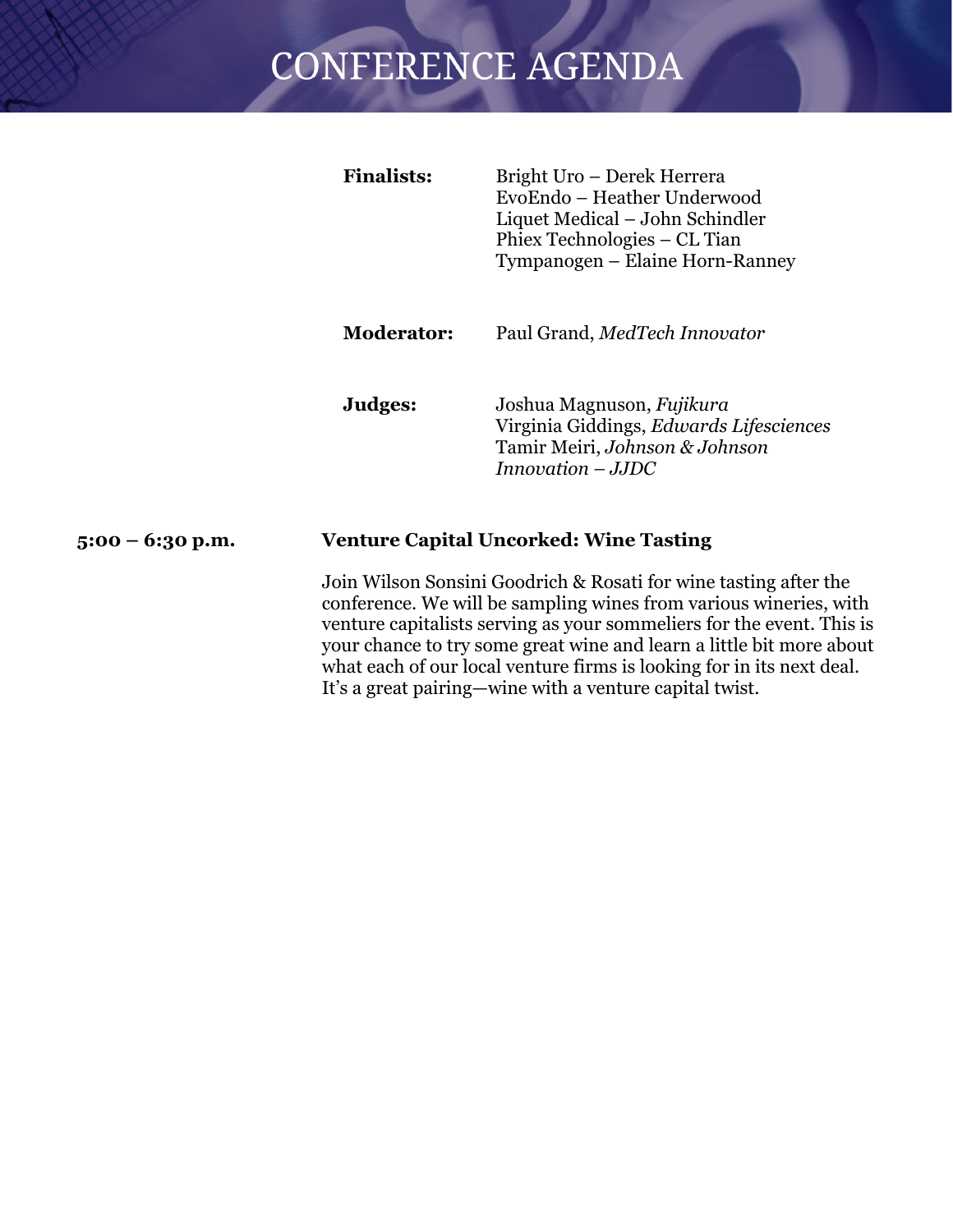# CONFERENCE AGENDA

| | |
|---|---|
| **Finalists:** | Bright Uro – Derek Herrera<br>EvoEndo – Heather Underwood<br>Liquet Medical – John Schindler<br>Phiex Technologies – CL Tian<br>Tympanogen – Elaine Horn-Ranney |
| **Moderator:** | Paul Grand, *MedTech Innovator* |
| **Judges:** | Joshua Magnuson, *Fujikura*<br>Virginia Giddings, *Edwards Lifesciences*<br>Tamir Meiri, *Johnson & Johnson Innovation – JJDC* |

**5:00 – 6:30 p.m.** **Venture Capital Uncorked: Wine Tasting**

Join Wilson Sonsini Goodrich & Rosati for wine tasting after the conference. We will be sampling wines from various wineries, with venture capitalists serving as your sommeliers for the event. This is your chance to try some great wine and learn a little bit more about what each of our local venture firms is looking for in its next deal. It's a great pairing—wine with a venture capital twist.